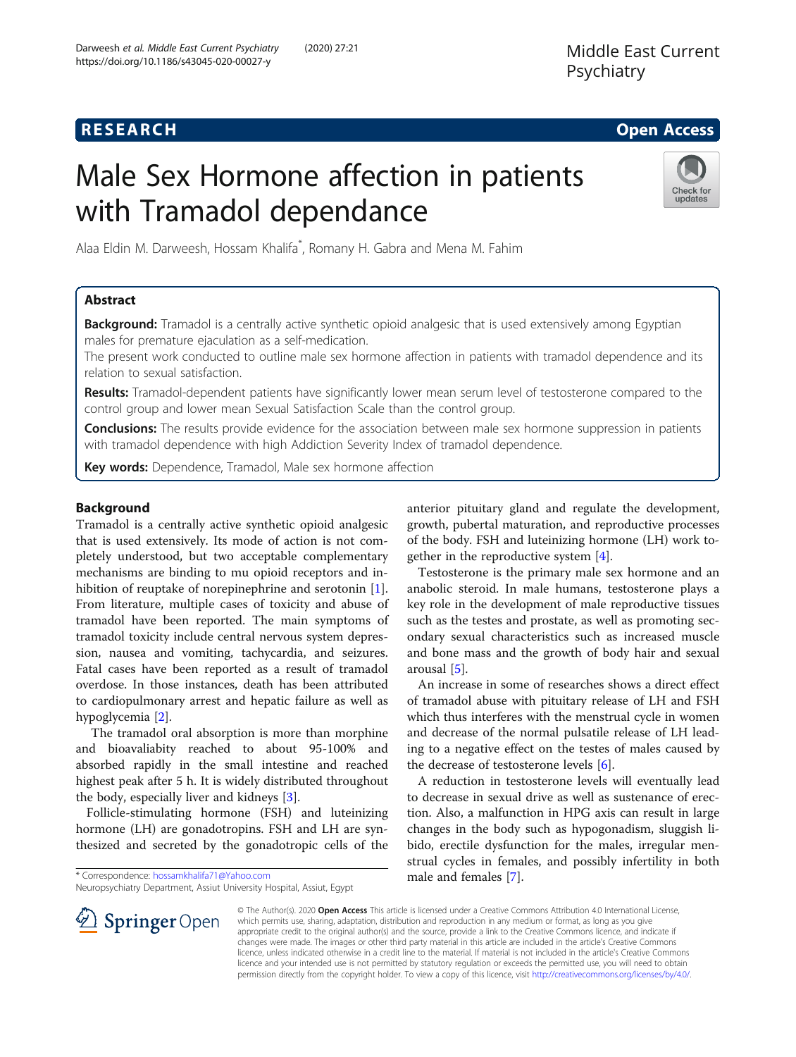RESEARCH

Open Access

# Male Sex Hormone affection in patients with Tramadol dependance

Alaa Eldin M. Darweesh, Hossam Khalifa*, Romany H. Gabra and Mena M. Fahim

## Abstract

**Background:** Tramadol is a centrally active synthetic opioid analgesic that is used extensively among Egyptian males for premature ejaculation as a self-medication.

The present work conducted to outline male sex hormone affection in patients with tramadol dependence and its relation to sexual satisfaction.

**Results:** Tramadol-dependent patients have significantly lower mean serum level of testosterone compared to the control group and lower mean Sexual Satisfaction Scale than the control group.

**Conclusions:** The results provide evidence for the association between male sex hormone suppression in patients with tramadol dependence with high Addiction Severity Index of tramadol dependence.

**Key words:** Dependence, Tramadol, Male sex hormone affection

## Background

Tramadol is a centrally active synthetic opioid analgesic that is used extensively. Its mode of action is not completely understood, but two acceptable complementary mechanisms are binding to mu opioid receptors and inhibition of reuptake of norepinephrine and serotonin [1]. From literature, multiple cases of toxicity and abuse of tramadol have been reported. The main symptoms of tramadol toxicity include central nervous system depression, nausea and vomiting, tachycardia, and seizures. Fatal cases have been reported as a result of tramadol overdose. In those instances, death has been attributed to cardiopulmonary arrest and hepatic failure as well as hypoglycemia [2].

The tramadol oral absorption is more than morphine and bioavaliabity reached to about 95-100% and absorbed rapidly in the small intestine and reached highest peak after 5 h. It is widely distributed throughout the body, especially liver and kidneys [3].

Follicle-stimulating hormone (FSH) and luteinizing hormone (LH) are gonadotropins. FSH and LH are synthesized and secreted by the gonadotropic cells of the anterior pituitary gland and regulate the development, growth, pubertal maturation, and reproductive processes of the body. FSH and luteinizing hormone (LH) work together in the reproductive system [4].

Testosterone is the primary male sex hormone and an anabolic steroid. In male humans, testosterone plays a key role in the development of male reproductive tissues such as the testes and prostate, as well as promoting secondary sexual characteristics such as increased muscle and bone mass and the growth of body hair and sexual arousal [5].

An increase in some of researches shows a direct effect of tramadol abuse with pituitary release of LH and FSH which thus interferes with the menstrual cycle in women and decrease of the normal pulsatile release of LH leading to a negative effect on the testes of males caused by the decrease of testosterone levels [6].

A reduction in testosterone levels will eventually lead to decrease in sexual drive as well as sustenance of erection. Also, a malfunction in HPG axis can result in large changes in the body such as hypogonadism, sluggish libido, erectile dysfunction for the males, irregular menstrual cycles in females, and possibly infertility in both male and females [7].

* Correspondence: hossamkhalifa71@Yahoo.com
Neuropsychiatry Department, Assiut University Hospital, Assiut, Egypt

© The Author(s). 2020 **Open Access** This article is licensed under a Creative Commons Attribution 4.0 International License, which permits use, sharing, adaptation, distribution and reproduction in any medium or format, as long as you give appropriate credit to the original author(s) and the source, provide a link to the Creative Commons licence, and indicate if changes were made. The images or other third party material in this article are included in the article's Creative Commons licence, unless indicated otherwise in a credit line to the material. If material is not included in the article's Creative Commons licence and your intended use is not permitted by statutory regulation or exceeds the permitted use, you will need to obtain permission directly from the copyright holder. To view a copy of this licence, visit http://creativecommons.org/licenses/by/4.0/.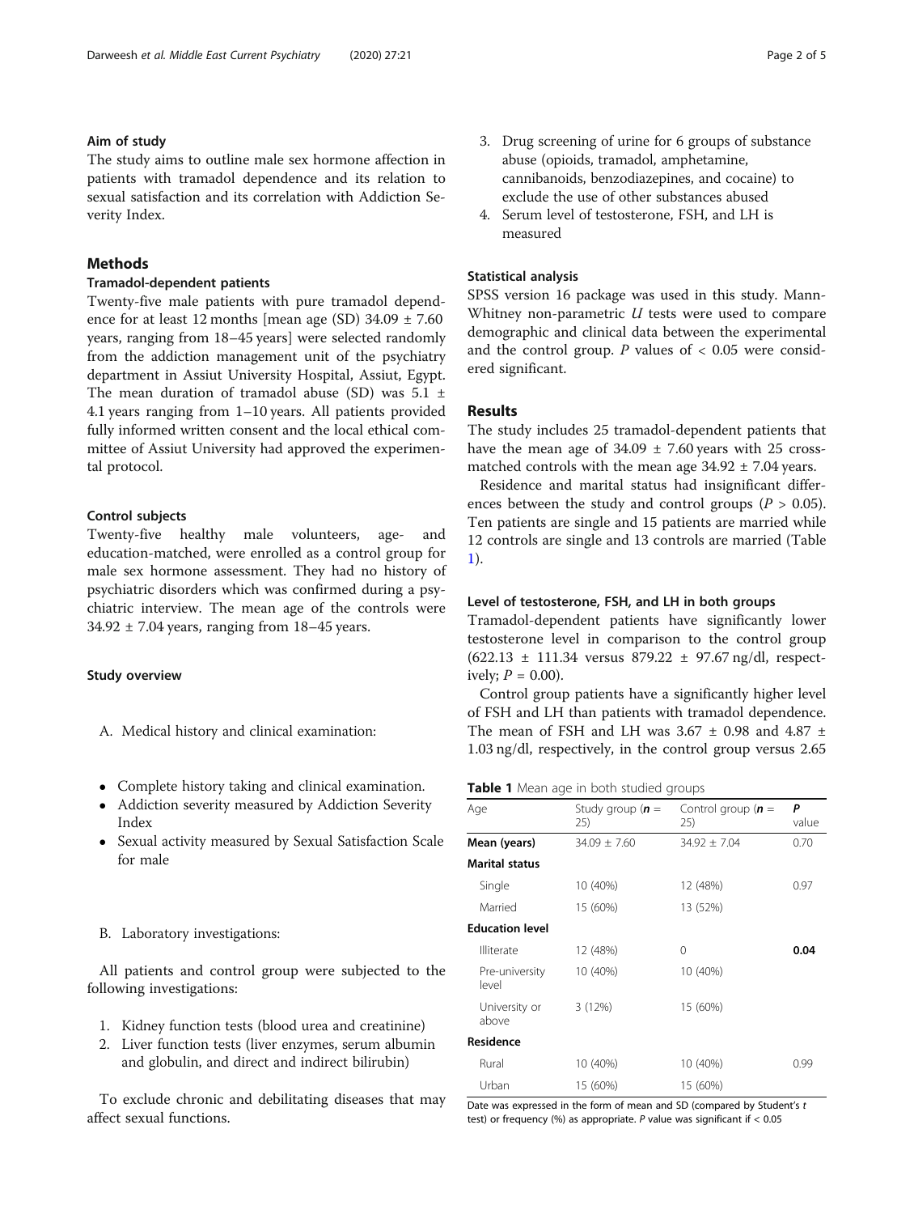## Aim of study

The study aims to outline male sex hormone affection in patients with tramadol dependence and its relation to sexual satisfaction and its correlation with Addiction Severity Index.

## Methods

### Tramadol-dependent patients

Twenty-five male patients with pure tramadol dependence for at least 12 months [mean age (SD) 34.09 ± 7.60 years, ranging from 18–45 years] were selected randomly from the addiction management unit of the psychiatry department in Assiut University Hospital, Assiut, Egypt. The mean duration of tramadol abuse (SD) was 5.1 ± 4.1 years ranging from 1–10 years. All patients provided fully informed written consent and the local ethical committee of Assiut University had approved the experimental protocol.

### Control subjects

Twenty-five healthy male volunteers, age- and education-matched, were enrolled as a control group for male sex hormone assessment. They had no history of psychiatric disorders which was confirmed during a psychiatric interview. The mean age of the controls were 34.92 ± 7.04 years, ranging from 18–45 years.

### Study overview

A. Medical history and clinical examination:

- Complete history taking and clinical examination.
- Addiction severity measured by Addiction Severity Index
- Sexual activity measured by Sexual Satisfaction Scale for male

B. Laboratory investigations:

All patients and control group were subjected to the following investigations:

1. Kidney function tests (blood urea and creatinine)
2. Liver function tests (liver enzymes, serum albumin and globulin, and direct and indirect bilirubin)

To exclude chronic and debilitating diseases that may affect sexual functions.

3. Drug screening of urine for 6 groups of substance abuse (opioids, tramadol, amphetamine, cannibanoids, benzodiazepines, and cocaine) to exclude the use of other substances abused
4. Serum level of testosterone, FSH, and LH is measured

### Statistical analysis

SPSS version 16 package was used in this study. Mann-Whitney non-parametric *U* tests were used to compare demographic and clinical data between the experimental and the control group. *P* values of < 0.05 were considered significant.

## Results

The study includes 25 tramadol-dependent patients that have the mean age of 34.09 ± 7.60 years with 25 cross-matched controls with the mean age 34.92 ± 7.04 years.

Residence and marital status had insignificant differences between the study and control groups ($P > 0.05$). Ten patients are single and 15 patients are married while 12 controls are single and 13 controls are married (Table 1).

### Level of testosterone, FSH, and LH in both groups

Tramadol-dependent patients have significantly lower testosterone level in comparison to the control group (622.13 ± 111.34 versus 879.22 ± 97.67 ng/dl, respectively; $P = 0.00$).

Control group patients have a significantly higher level of FSH and LH than patients with tramadol dependence. The mean of FSH and LH was 3.67 ± 0.98 and 4.87 ± 1.03 ng/dl, respectively, in the control group versus 2.65

**Table 1** Mean age in both studied groups

| Age | Study group (**n** = 25) | Control group (**n** = 25) | **P** value |
|---|---|---|---|
| **Mean (years)** | 34.09 ± 7.60 | 34.92 ± 7.04 | 0.70 |
| **Marital status** | | | |
| Single | 10 (40%) | 12 (48%) | 0.97 |
| Married | 15 (60%) | 13 (52%) | |
| **Education level** | | | |
| Illiterate | 12 (48%) | 0 | **0.04** |
| Pre-university level | 10 (40%) | 10 (40%) | |
| University or above | 3 (12%) | 15 (60%) | |
| **Residence** | | | |
| Rural | 10 (40%) | 10 (40%) | 0.99 |
| Urban | 15 (60%) | 15 (60%) | |

Date was expressed in the form of mean and SD (compared by Student's *t* test) or frequency (%) as appropriate. *P* value was significant if < 0.05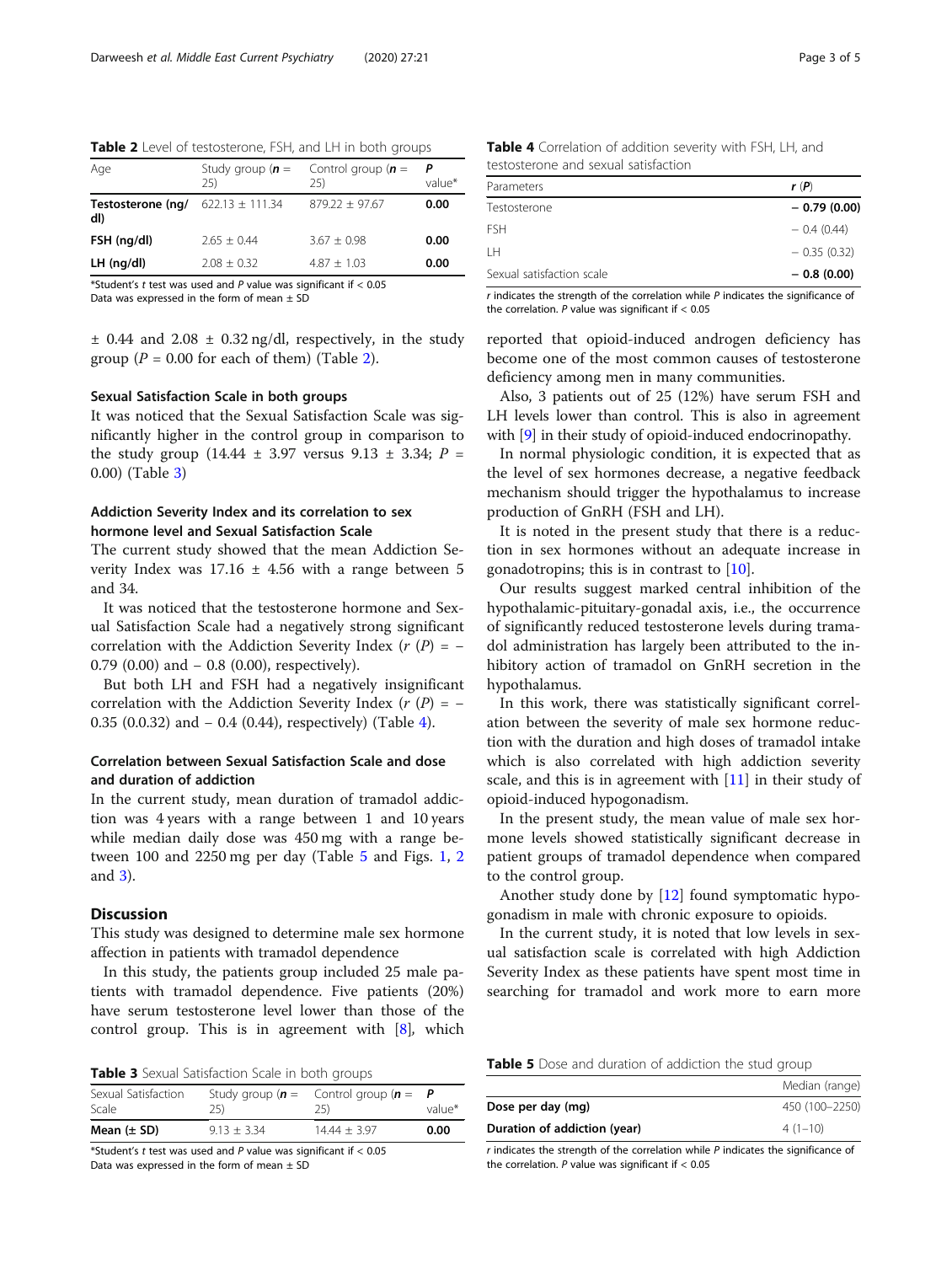**Table 2** Level of testosterone, FSH, and LH in both groups

| Age | Study group (**n** = 25) | Control group (**n** = 25) | P value* |
|---|---|---|---|
| **Testosterone (ng/dl)** | 622.13 ± 111.34 | 879.22 ± 97.67 | **0.00** |
| **FSH (ng/dl)** | 2.65 ± 0.44 | 3.67 ± 0.98 | **0.00** |
| **LH (ng/dl)** | 2.08 ± 0.32 | 4.87 ± 1.03 | **0.00** |

*Student's *t* test was used and *P* value was significant if < 0.05
Data was expressed in the form of mean ± SD

± 0.44 and 2.08 ± 0.32 ng/dl, respectively, in the study group (*P* = 0.00 for each of them) (Table 2).

### Sexual Satisfaction Scale in both groups

It was noticed that the Sexual Satisfaction Scale was significantly higher in the control group in comparison to the study group (14.44 ± 3.97 versus 9.13 ± 3.34; *P* = 0.00) (Table 3)

### Addiction Severity Index and its correlation to sex hormone level and Sexual Satisfaction Scale

The current study showed that the mean Addiction Severity Index was 17.16 ± 4.56 with a range between 5 and 34.

It was noticed that the testosterone hormone and Sexual Satisfaction Scale had a negatively strong significant correlation with the Addiction Severity Index (*r* (*P*) = − 0.79 (0.00) and − 0.8 (0.00), respectively).

But both LH and FSH had a negatively insignificant correlation with the Addiction Severity Index (*r* (*P*) = − 0.35 (0.0.32) and − 0.4 (0.44), respectively) (Table 4).

### Correlation between Sexual Satisfaction Scale and dose and duration of addiction

In the current study, mean duration of tramadol addiction was 4 years with a range between 1 and 10 years while median daily dose was 450 mg with a range between 100 and 2250 mg per day (Table 5 and Figs. 1, 2 and 3).

## Discussion

This study was designed to determine male sex hormone affection in patients with tramadol dependence

In this study, the patients group included 25 male patients with tramadol dependence. Five patients (20%) have serum testosterone level lower than those of the control group. This is in agreement with [8], which reported that opioid-induced androgen deficiency has become one of the most common causes of testosterone deficiency among men in many communities.

Also, 3 patients out of 25 (12%) have serum FSH and LH levels lower than control. This is also in agreement with [9] in their study of opioid-induced endocrinopathy.

In normal physiologic condition, it is expected that as the level of sex hormones decrease, a negative feedback mechanism should trigger the hypothalamus to increase production of GnRH (FSH and LH).

It is noted in the present study that there is a reduction in sex hormones without an adequate increase in gonadotropins; this is in contrast to [10].

Our results suggest marked central inhibition of the hypothalamic-pituitary-gonadal axis, i.e., the occurrence of significantly reduced testosterone levels during tramadol administration has largely been attributed to the inhibitory action of tramadol on GnRH secretion in the hypothalamus.

In this work, there was statistically significant correlation between the severity of male sex hormone reduction with the duration and high doses of tramadol intake which is also correlated with high addiction severity scale, and this is in agreement with [11] in their study of opioid-induced hypogonadism.

In the present study, the mean value of male sex hormone levels showed statistically significant decrease in patient groups of tramadol dependence when compared to the control group.

Another study done by [12] found symptomatic hypogonadism in male with chronic exposure to opioids.

In the current study, it is noted that low levels in sexual satisfaction scale is correlated with high Addiction Severity Index as these patients have spent most time in searching for tramadol and work more to earn more

**Table 3** Sexual Satisfaction Scale in both groups

| Sexual Satisfaction Scale | Study group (**n** = 25) | Control group (**n** = 25) | P value* |
|---|---|---|---|
| **Mean (± SD)** | 9.13 ± 3.34 | 14.44 (± 3.97 | **0.00** |

*Student's *t* test was used and *P* value was significant if < 0.05
Data was expressed in the form of mean ± SD

**Table 4** Correlation of addition severity with FSH, LH, and testosterone and sexual satisfaction

| Parameters | r (P) |
|---|---|
| Testosterone | **− 0.79 (0.00)** |
| FSH | − 0.4 (0.44) |
| LH | − 0.35 (0.32) |
| Sexual satisfaction scale | **− 0.8 (0.00)** |

*r* indicates the strength of the correlation while *P* indicates the significance of the correlation. *P* value was significant if < 0.05

**Table 5** Dose and duration of addiction the stud group

| | Median (range) |
|---|---|
| **Dose per day (mg)** | 450 (100–2250) |
| **Duration of addiction (year)** | 4 (1–10) |

*r* indicates the strength of the correlation while *P* indicates the significance of the correlation. *P* value was significant if < 0.05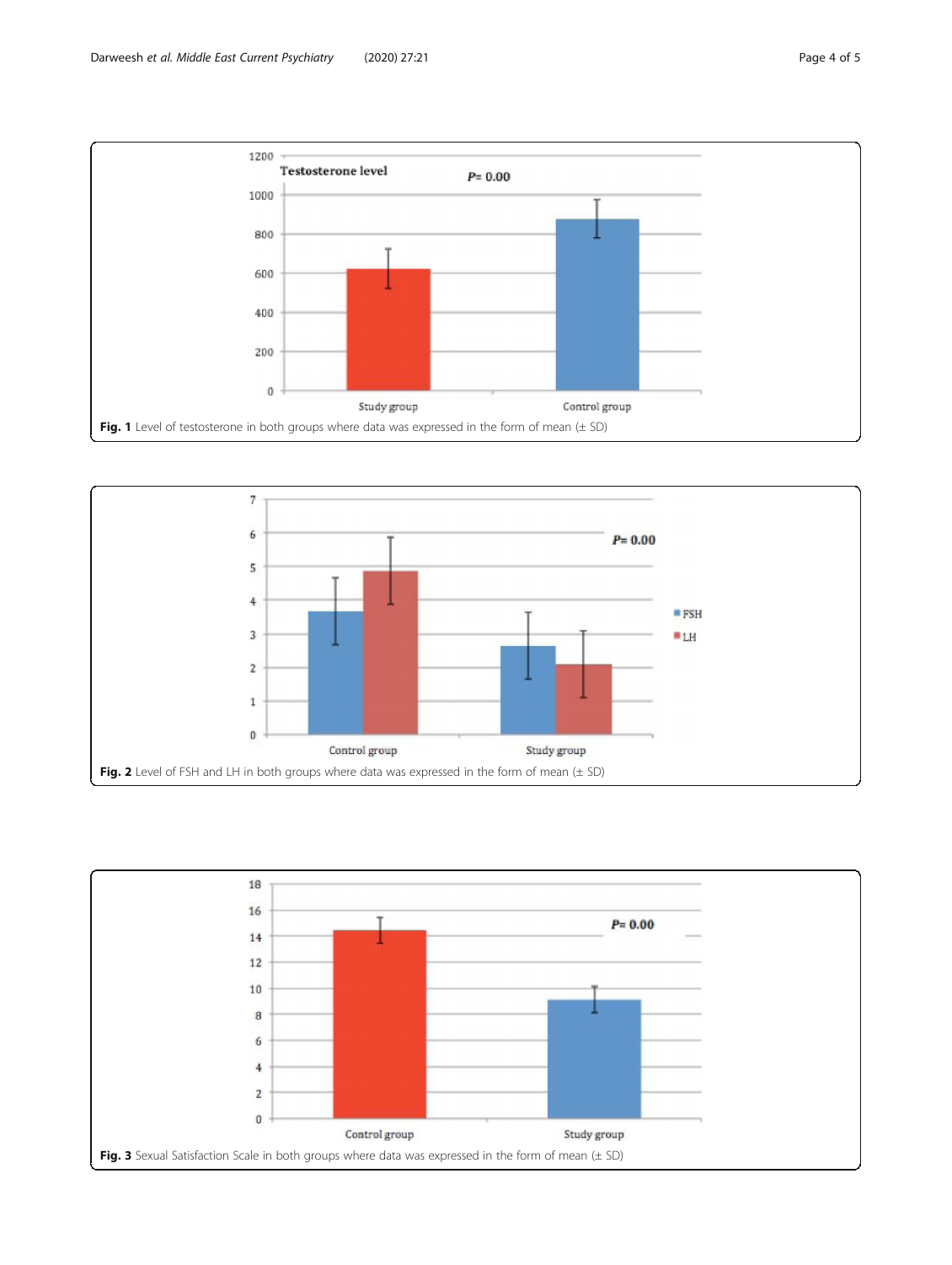Fig. 1 Level of testosterone in both groups where data was expressed in the form of mean (± SD)

Fig. 2 Level of FSH and LH in both groups where data was expressed in the form of mean (± SD)

Fig. 3 Sexual Satisfaction Scale in both groups where data was expressed in the form of mean (± SD)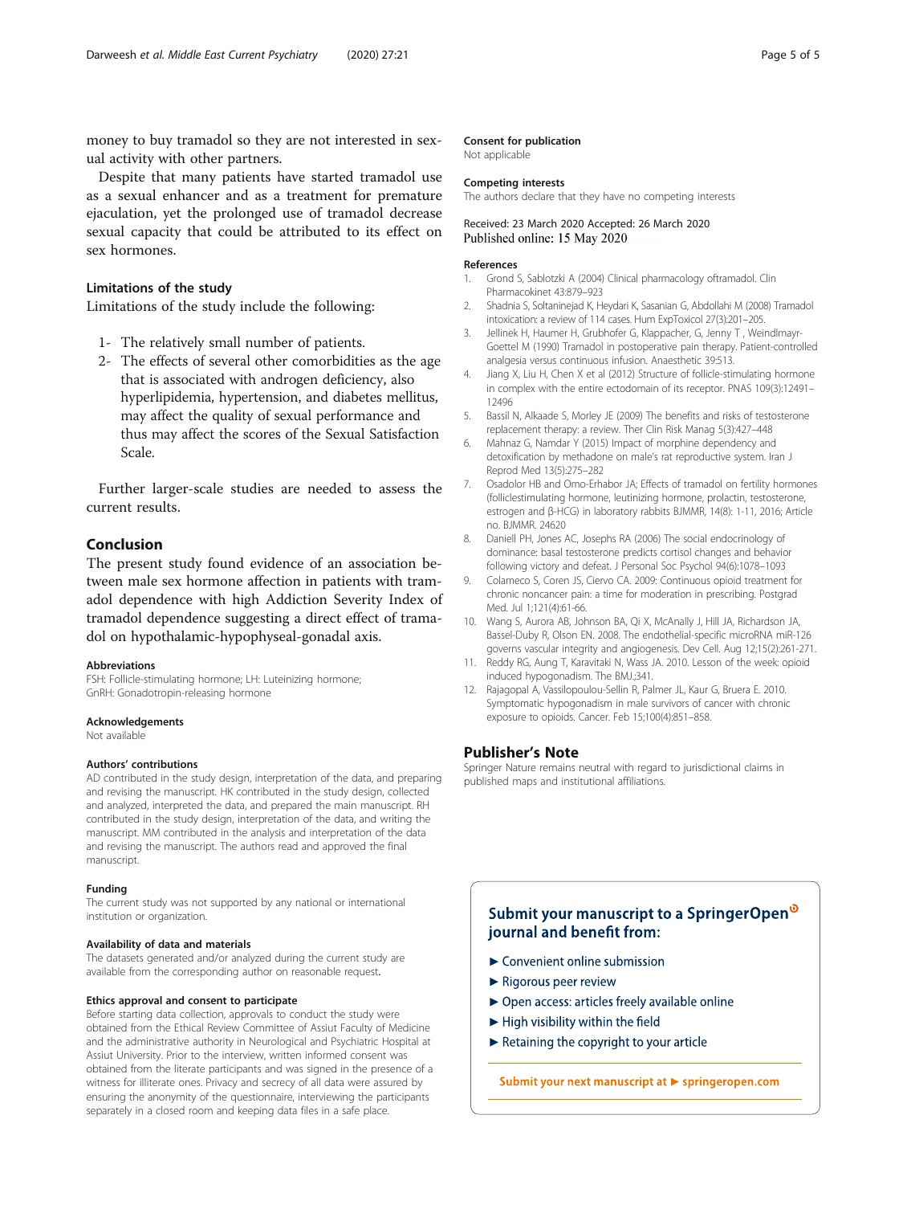money to buy tramadol so they are not interested in sexual activity with other partners.

Despite that many patients have started tramadol use as a sexual enhancer and as a treatment for premature ejaculation, yet the prolonged use of tramadol decrease sexual capacity that could be attributed to its effect on sex hormones.

### Limitations of the study

Limitations of the study include the following:

1- The relatively small number of patients.

2- The effects of several other comorbidities as the age that is associated with androgen deficiency, also hyperlipidemia, hypertension, and diabetes mellitus, may affect the quality of sexual performance and thus may affect the scores of the Sexual Satisfaction Scale.

Further larger-scale studies are needed to assess the current results.

## Conclusion

The present study found evidence of an association between male sex hormone affection in patients with tramadol dependence with high Addiction Severity Index of tramadol dependence suggesting a direct effect of tramadol on hypothalamic-hypophyseal-gonadal axis.

#### Abbreviations

FSH: Follicle-stimulating hormone; LH: Luteinizing hormone; GnRH: Gonadotropin-releasing hormone

#### Acknowledgements

Not available

#### Authors' contributions

AD contributed in the study design, interpretation of the data, and preparing and revising the manuscript. HK contributed in the study design, collected and analyzed, interpreted the data, and prepared the main manuscript. RH contributed in the study design, interpretation of the data, and writing the manuscript. MM contributed in the analysis and interpretation of the data and revising the manuscript. The authors read and approved the final manuscript.

#### Funding

The current study was not supported by any national or international institution or organization.

#### Availability of data and materials

The datasets generated and/or analyzed during the current study are available from the corresponding author on reasonable request.

#### Ethics approval and consent to participate

Before starting data collection, approvals to conduct the study were obtained from the Ethical Review Committee of Assiut Faculty of Medicine and the administrative authority in Neurological and Psychiatric Hospital at Assiut University. Prior to the interview, written informed consent was obtained from the literate participants and was signed in the presence of a witness for illiterate ones. Privacy and secrecy of all data were assured by ensuring the anonymity of the questionnaire, interviewing the participants separately in a closed room and keeping data files in a safe place.

#### Consent for publication

Not applicable

#### Competing interests

The authors declare that they have no competing interests

Received: 23 March 2020 Accepted: 26 March 2020
Published online: 15 May 2020

#### References

1. Grond S, Sablotzki A (2004) Clinical pharmacology oftramadol. Clin Pharmacokinet 43:879–923
2. Shadnia S, Soltaninejad K, Heydari K, Sasanian G, Abdollahi M (2008) Tramadol intoxication: a review of 114 cases. Hum ExpToxicol 27(3):201–205.
3. Jellinek H, Haumer H, Grubhofer G, Klappacher, G, Jenny T , Weindlmayr-Goettel M (1990) Tramadol in postoperative pain therapy. Patient-controlled analgesia versus continuous infusion. Anaesthetic 39:513.
4. Jiang X, Liu H, Chen X et al (2012) Structure of follicle-stimulating hormone in complex with the entire ectodomain of its receptor. PNAS 109(3):12491–12496
5. Bassil N, Alkaade S, Morley JE (2009) The benefits and risks of testosterone replacement therapy: a review. Ther Clin Risk Manag 5(3):427–448
6. Mahnaz G, Namdar Y (2015) Impact of morphine dependency and detoxification by methadone on male's rat reproductive system. Iran J Reprod Med 13(5):275–282
7. Osadolor HB and Omo-Erhabor JA; Effects of tramadol on fertility hormones (folliclestimulating hormone, leutinizing hormone, prolactin, testosterone, estrogen and β-HCG) in laboratory rabbits BJMMR, 14(8): 1-11, 2016; Article no. BJMMR. 24620
8. Daniell PH, Jones AC, Josephs RA (2006) The social endocrinology of dominance: basal testosterone predicts cortisol changes and behavior following victory and defeat. J Personal Soc Psychol 94(6):1078–1093
9. Colameco S, Coren JS, Ciervo CA. 2009: Continuous opioid treatment for chronic noncancer pain: a time for moderation in prescribing. Postgrad Med. Jul 1;121(4):61-66.
10. Wang S, Aurora AB, Johnson BA, Qi X, McAnally J, Hill JA, Richardson JA, Bassel-Duby R, Olson EN. 2008. The endothelial-specific microRNA miR-126 governs vascular integrity and angiogenesis. Dev Cell. Aug 12;15(2):261-271.
11. Reddy RG, Aung T, Karavitaki N, Wass JA. 2010. Lesson of the week: opioid induced hypogonadism. The BMJ.;341.
12. Rajagopal A, Vassilopoulou-Sellin R, Palmer JL, Kaur G, Bruera E. 2010. Symptomatic hypogonadism in male survivors of cancer with chronic exposure to opioids. Cancer. Feb 15;100(4):851–858.

## Publisher's Note

Springer Nature remains neutral with regard to jurisdictional claims in published maps and institutional affiliations.

**Submit your manuscript to a SpringerOpen journal and benefit from:**

- Convenient online submission
- Rigorous peer review
- Open access: articles freely available online
- High visibility within the field
- Retaining the copyright to your article

Submit your next manuscript at ▶ springeropen.com